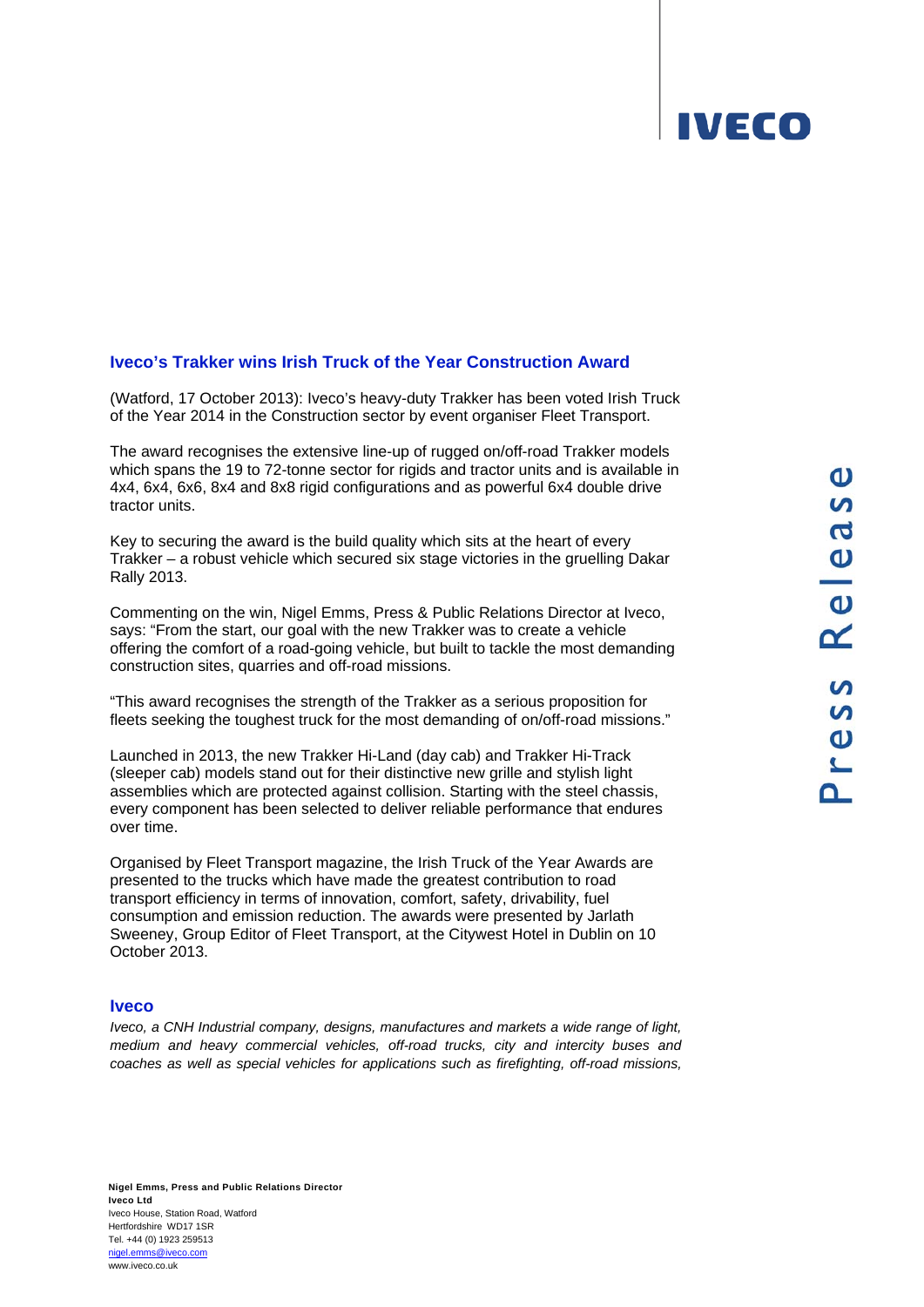IVECO

## Iveco's Trakker wins Irish Truck of the Year Construction Award

(Watford, 17 October 2013): Iveco's heavy-duty Trakker has been voted Irish Truck of the Year 2014 in the Construction sector by event organiser Fleet Transport.

The award recognises the extensive line-up of rugged on/off-road Trakker models which spans the 19 to 72-tonne sector for rigids and tractor units and is available in 4x4, 6x4, 6x6, 8x4 and 8x8 rigid configurations and as powerful 6x4 double drive tractor units.

Key to securing the award is the build quality which sits at the heart of every Trakker – a robust vehicle which secured six stage victories in the gruelling Dakar Rally 2013.

Commenting on the win, Nigel Emms, Press & Public Relations Director at Iveco, says: "From the start, our goal with the new Trakker was to create a vehicle offering the comfort of a road-going vehicle, but built to tackle the most demanding construction sites, quarries and off-road missions.

"This award recognises the strength of the Trakker as a serious proposition for fleets seeking the toughest truck for the most demanding of on/off-road missions."

Launched in 2013, the new Trakker Hi-Land (day cab) and Trakker Hi-Track (sleeper cab) models stand out for their distinctive new grille and stylish light assemblies which are protected against collision. Starting with the steel chassis, every component has been selected to deliver reliable performance that endures over time.

Organised by Fleet Transport magazine, the Irish Truck of the Year Awards are presented to the trucks which have made the greatest contribution to road transport efficiency in terms of innovation, comfort, safety, drivability, fuel consumption and emission reduction. The awards were presented by Jarlath Sweeney, Group Editor of Fleet Transport, at the Citywest Hotel in Dublin on 10 October 2013.

### Iveco

*Iveco, a CNH Industrial company, designs, manufactures and markets a wide range of light, medium and heavy commercial vehicles, off-road trucks, city and intercity buses and coaches as well as special vehicles for applications such as firefighting, off-road missions,*

Press Release

**Nigel Emms, Press and Public Relations Director**
**Iveco Ltd**
Iveco House, Station Road, Watford
Hertfordshire WD17 1SR
Tel. +44 (0) 1923 259513
nigel.emms@iveco.com
www.iveco.co.uk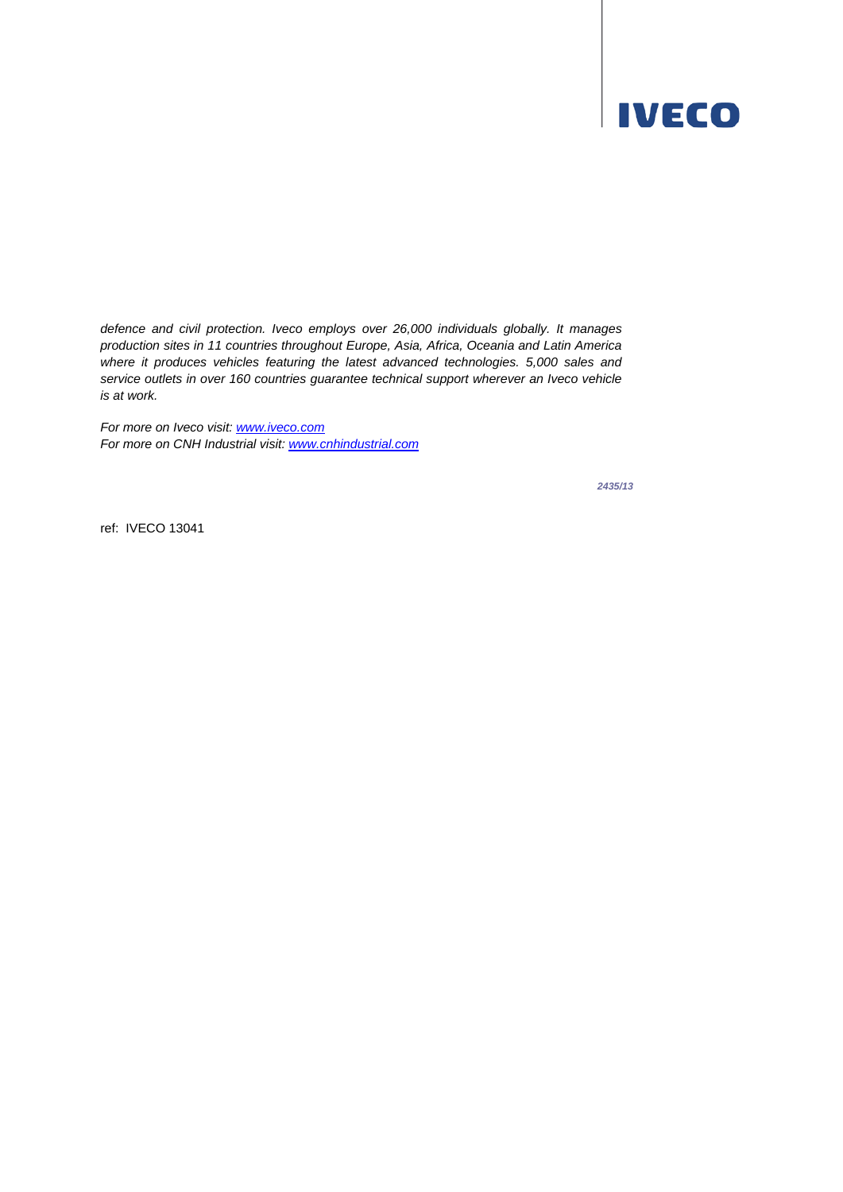*defence and civil protection. Iveco employs over 26,000 individuals globally. It manages production sites in 11 countries throughout Europe, Asia, Africa, Oceania and Latin America where it produces vehicles featuring the latest advanced technologies. 5,000 sales and service outlets in over 160 countries guarantee technical support wherever an Iveco vehicle is at work.*

*For more on Iveco visit: [www.iveco.com](http://www.iveco.com)*
*For more on CNH Industrial visit: [www.cnhindustrial.com](http://www.cnhindustrial.com)*

***2435/13***

ref: IVECO 13041